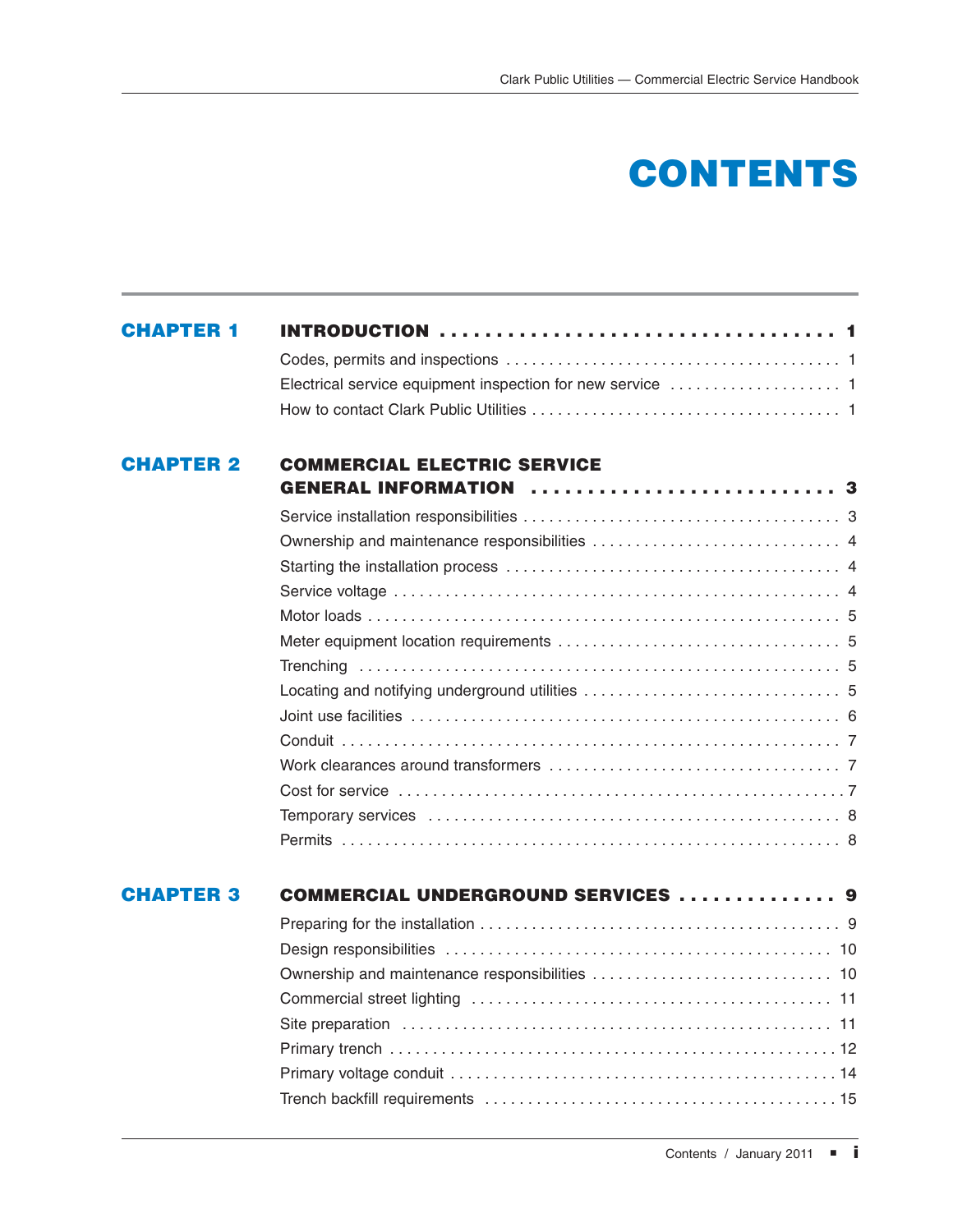# CONTENTS

| | | |
|---|---|---|
| **CHAPTER 1** | **INTRODUCTION** | **1** |
| | Codes, permits and inspections | 1 |
| | Electrical service equipment inspection for new service | 1 |
| | How to contact Clark Public Utilities | 1 |
| **CHAPTER 2** | **COMMERCIAL ELECTRIC SERVICE GENERAL INFORMATION** | **3** |
| | Service installation responsibilities | 3 |
| | Ownership and maintenance responsibilities | 4 |
| | Starting the installation process | 4 |
| | Service voltage | 4 |
| | Motor loads | 5 |
| | Meter equipment location requirements | 5 |
| | Trenching | 5 |
| | Locating and notifying underground utilities | 5 |
| | Joint use facilities | 6 |
| | Conduit | 7 |
| | Work clearances around transformers | 7 |
| | Cost for service | 7 |
| | Temporary services | 8 |
| | Permits | 8 |
| **CHAPTER 3** | **COMMERCIAL UNDERGROUND SERVICES** | **9** |
| | Preparing for the installation | 9 |
| | Design responsibilities | 10 |
| | Ownership and maintenance responsibilities | 10 |
| | Commercial street lighting | 11 |
| | Site preparation | 11 |
| | Primary trench | 12 |
| | Primary voltage conduit | 14 |
| | Trench backfill requirements | 15 |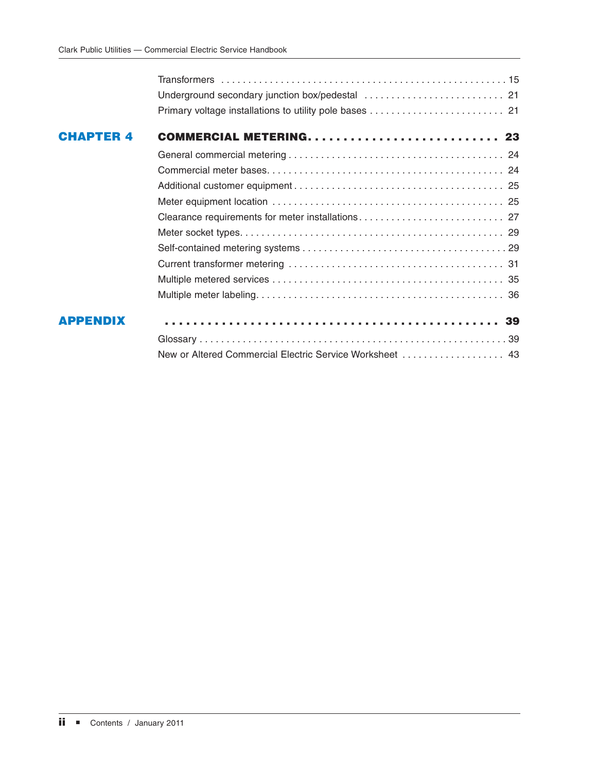Transformers . . . . . . . . . . . . . . . . . . . . . . . . . . . . . . . . . . . . . . . . . . . . . . . . . . . . . 15

Underground secondary junction box/pedestal . . . . . . . . . . . . . . . . . . . . . . . . . . 21

Primary voltage installations to utility pole bases . . . . . . . . . . . . . . . . . . . . . . . . . 21

## CHAPTER 4 COMMERCIAL METERING . . . . . . . . . . . . . . . . . . . . . . . . . . 23

General commercial metering . . . . . . . . . . . . . . . . . . . . . . . . . . . . . . . . . . . . . . . 24

Commercial meter bases. . . . . . . . . . . . . . . . . . . . . . . . . . . . . . . . . . . . . . . . . . . 24

Additional customer equipment . . . . . . . . . . . . . . . . . . . . . . . . . . . . . . . . . . . . . . 25

Meter equipment location . . . . . . . . . . . . . . . . . . . . . . . . . . . . . . . . . . . . . . . . . . 25

Clearance requirements for meter installations . . . . . . . . . . . . . . . . . . . . . . . . . . . 27

Meter socket types. . . . . . . . . . . . . . . . . . . . . . . . . . . . . . . . . . . . . . . . . . . . . . . 29

Self-contained metering systems . . . . . . . . . . . . . . . . . . . . . . . . . . . . . . . . . . . . . 29

Current transformer metering . . . . . . . . . . . . . . . . . . . . . . . . . . . . . . . . . . . . . . . 31

Multiple metered services . . . . . . . . . . . . . . . . . . . . . . . . . . . . . . . . . . . . . . . . . . 35

Multiple meter labeling. . . . . . . . . . . . . . . . . . . . . . . . . . . . . . . . . . . . . . . . . . . . . 36

## APPENDIX . . . . . . . . . . . . . . . . . . . . . . . . . . . . . . . . . . . . . . . . . . . . 39

Glossary . . . . . . . . . . . . . . . . . . . . . . . . . . . . . . . . . . . . . . . . . . . . . . . . . . . . . . . 39

New or Altered Commercial Electric Service Worksheet . . . . . . . . . . . . . . . . . . . 43